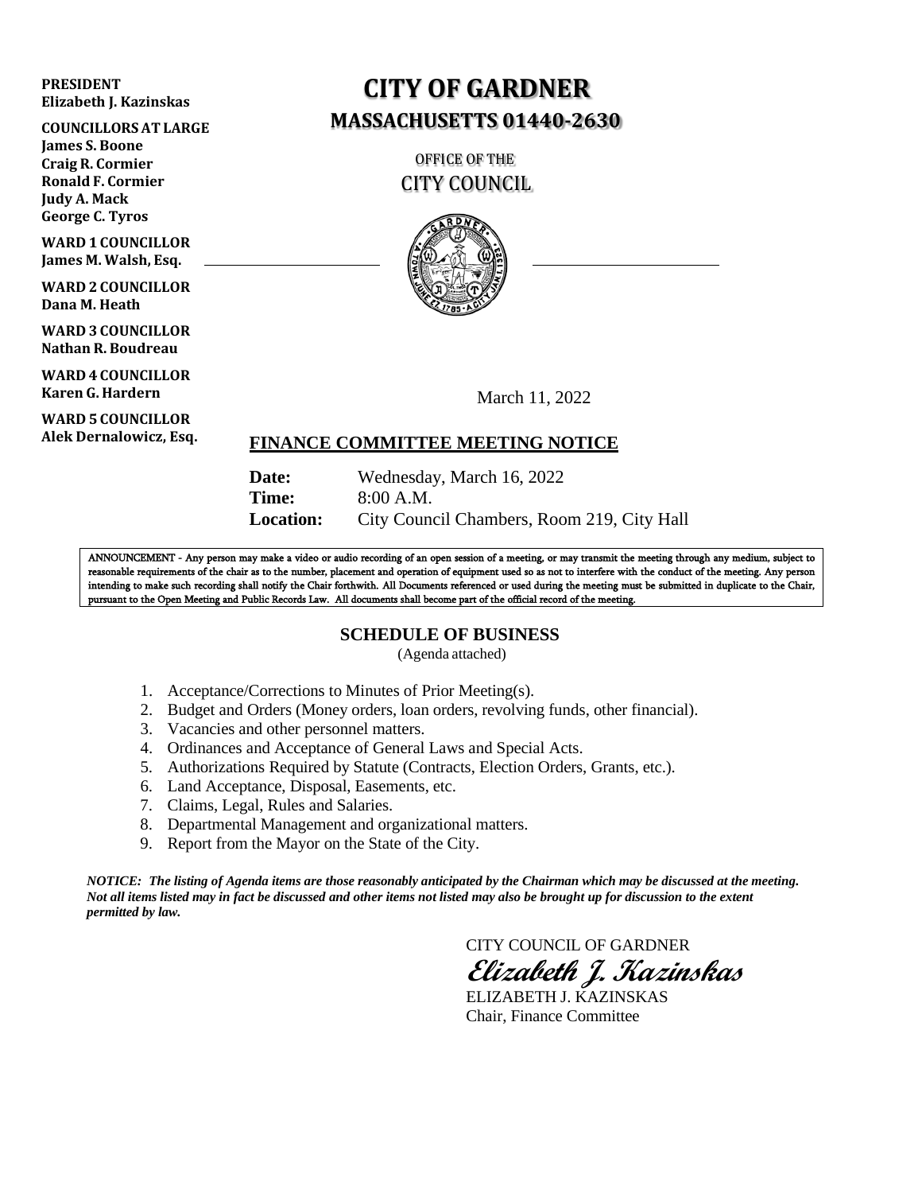**PRESIDENT**
**Elizabeth J. Kazinskas**

**COUNCILLORS AT LARGE**
**James S. Boone**
**Craig R. Cormier**
**Ronald F. Cormier**
**Judy A. Mack**
**George C. Tyros**

**WARD 1 COUNCILLOR**
**James M. Walsh, Esq.**

**WARD 2 COUNCILLOR**
**Dana M. Heath**

**WARD 3 COUNCILLOR**
**Nathan R. Boudreau**

**WARD 4 COUNCILLOR**
**Karen G. Hardern**

**WARD 5 COUNCILLOR**
**Alek Dernalowicz, Esq.**

# CITY OF GARDNER

## MASSACHUSETTS 01440-2630

OFFICE OF THE
CITY COUNCIL

March 11, 2022

## FINANCE COMMITTEE MEETING NOTICE

**Date:** Wednesday, March 16, 2022
**Time:** 8:00 A.M.
**Location:** City Council Chambers, Room 219, City Hall

ANNOUNCEMENT - Any person may make a video or audio recording of an open session of a meeting, or may transmit the meeting through any medium, subject to reasonable requirements of the chair as to the number, placement and operation of equipment used so as not to interfere with the conduct of the meeting. Any person intending to make such recording shall notify the Chair forthwith. All Documents referenced or used during the meeting must be submitted in duplicate to the Chair, pursuant to the Open Meeting and Public Records Law. All documents shall become part of the official record of the meeting.

### SCHEDULE OF BUSINESS

(Agenda attached)

1. Acceptance/Corrections to Minutes of Prior Meeting(s).
2. Budget and Orders (Money orders, loan orders, revolving funds, other financial).
3. Vacancies and other personnel matters.
4. Ordinances and Acceptance of General Laws and Special Acts.
5. Authorizations Required by Statute (Contracts, Election Orders, Grants, etc.).
6. Land Acceptance, Disposal, Easements, etc.
7. Claims, Legal, Rules and Salaries.
8. Departmental Management and organizational matters.
9. Report from the Mayor on the State of the City.

***NOTICE: The listing of Agenda items are those reasonably anticipated by the Chairman which may be discussed at the meeting. Not all items listed may in fact be discussed and other items not listed may also be brought up for discussion to the extent permitted by law.***

CITY COUNCIL OF GARDNER
*Elizabeth J. Kazinskas*
ELIZABETH J. KAZINSKAS
Chair, Finance Committee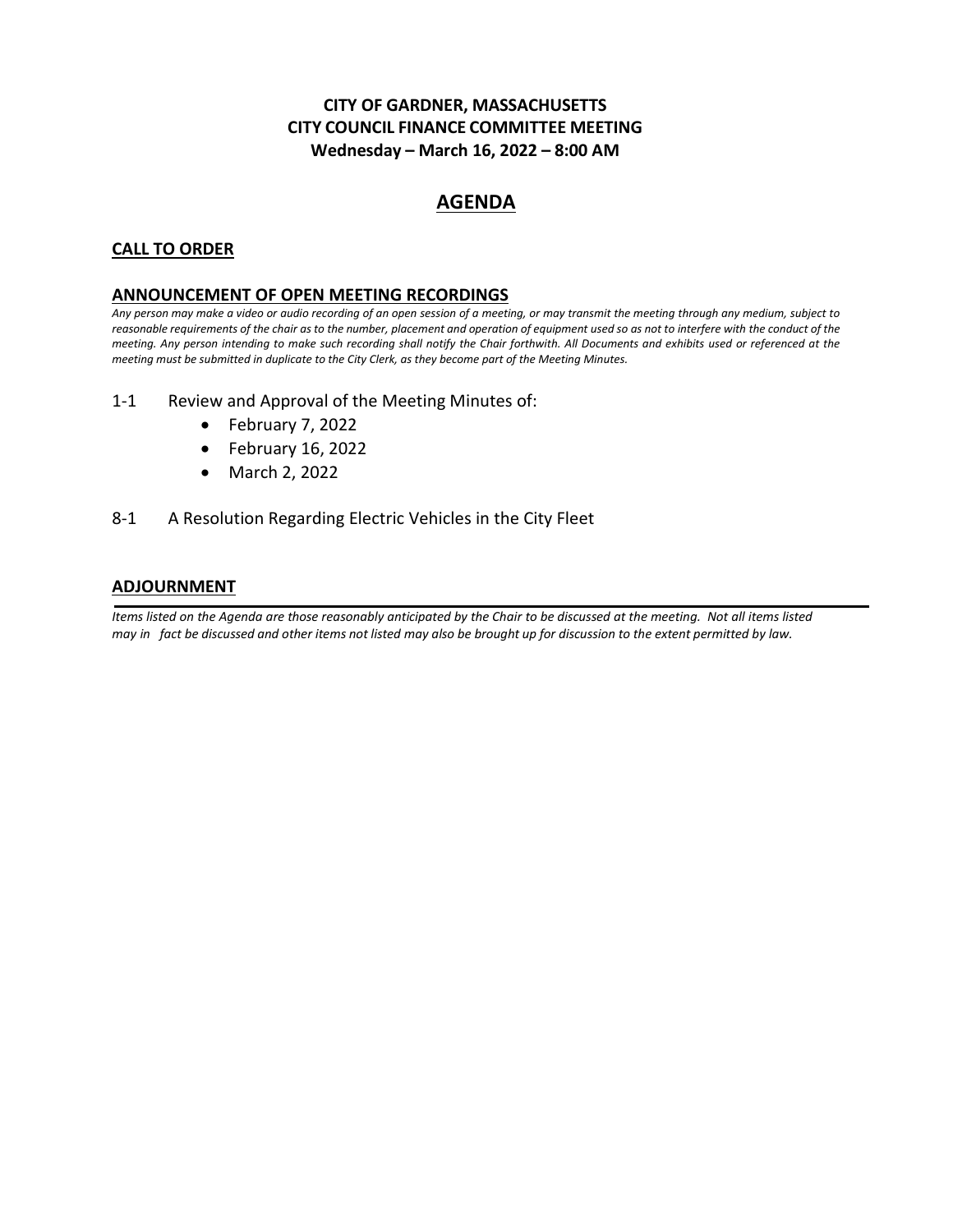**CITY OF GARDNER, MASSACHUSETTS**
**CITY COUNCIL FINANCE COMMITTEE MEETING**
**Wednesday – March 16, 2022 – 8:00 AM**

# AGENDA

## CALL TO ORDER

## ANNOUNCEMENT OF OPEN MEETING RECORDINGS

*Any person may make a video or audio recording of an open session of a meeting, or may transmit the meeting through any medium, subject to reasonable requirements of the chair as to the number, placement and operation of equipment used so as not to interfere with the conduct of the meeting. Any person intending to make such recording shall notify the Chair forthwith. All Documents and exhibits used or referenced at the meeting must be submitted in duplicate to the City Clerk, as they become part of the Meeting Minutes.*

1-1 Review and Approval of the Meeting Minutes of:
- February 7, 2022
- February 16, 2022
- March 2, 2022

8-1 A Resolution Regarding Electric Vehicles in the City Fleet

## ADJOURNMENT

*Items listed on the Agenda are those reasonably anticipated by the Chair to be discussed at the meeting. Not all items listed may in fact be discussed and other items not listed may also be brought up for discussion to the extent permitted by law.*